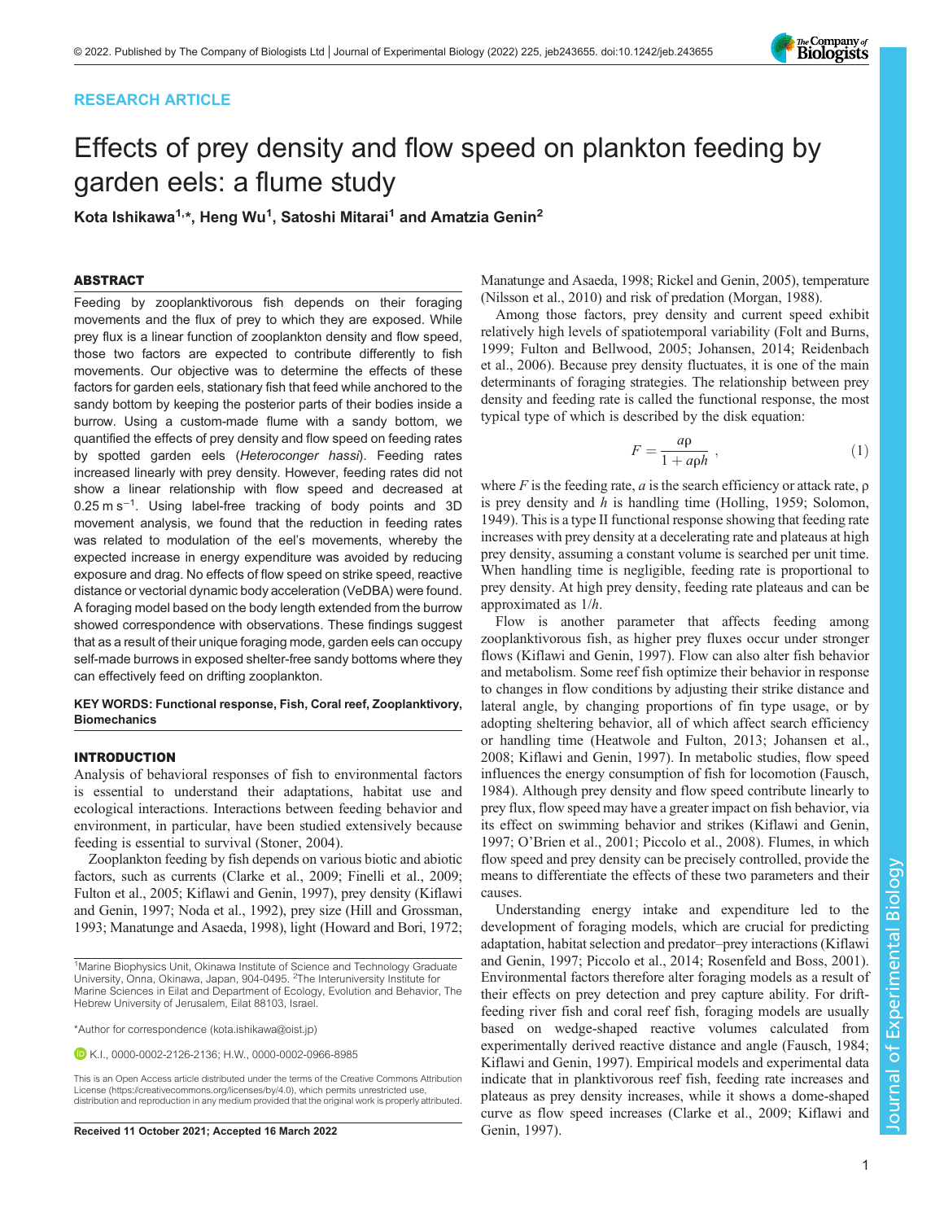RESEARCH ARTICLE

# Effects of prey density and flow speed on plankton feeding by garden eels: a flume study

Kota Ishikawa[1,*], Heng Wu[1], Satoshi Mitarai[1] and Amatzia Genin[2]

## ABSTRACT

Feeding by zooplanktivorous fish depends on their foraging movements and the flux of prey to which they are exposed. While prey flux is a linear function of zooplankton density and flow speed, those two factors are expected to contribute differently to fish movements. Our objective was to determine the effects of these factors for garden eels, stationary fish that feed while anchored to the sandy bottom by keeping the posterior parts of their bodies inside a burrow. Using a custom-made flume with a sandy bottom, we quantified the effects of prey density and flow speed on feeding rates by spotted garden eels (*Heteroconger hassi*). Feeding rates increased linearly with prey density. However, feeding rates did not show a linear relationship with flow speed and decreased at $0.25\ \mathrm{m\,s^{-1}}$. Using label-free tracking of body points and 3D movement analysis, we found that the reduction in feeding rates was related to modulation of the eel's movements, whereby the expected increase in energy expenditure was avoided by reducing exposure and drag. No effects of flow speed on strike speed, reactive distance or vectorial dynamic body acceleration (VeDBA) were found. A foraging model based on the body length extended from the burrow showed correspondence with observations. These findings suggest that as a result of their unique foraging mode, garden eels can occupy self-made burrows in exposed shelter-free sandy bottoms where they can effectively feed on drifting zooplankton.

**KEY WORDS: Functional response, Fish, Coral reef, Zooplanktivory, Biomechanics**

## INTRODUCTION

Analysis of behavioral responses of fish to environmental factors is essential to understand their adaptations, habitat use and ecological interactions. Interactions between feeding behavior and environment, in particular, have been studied extensively because feeding is essential to survival (Stoner, 2004).

Zooplankton feeding by fish depends on various biotic and abiotic factors, such as currents (Clarke et al., 2009; Finelli et al., 2009; Fulton et al., 2005; Kiflawi and Genin, 1997; Noda et al., 1992), prey density (Kiflawi and Genin, 1997), prey size (Hill and Grossman, 1993; Manatunge and Asaeda, 1998), light (Howard and Bori, 1972; Manatunge and Asaeda, 1998; Rickel and Genin, 2005), temperature (Nilsson et al., 2010) and risk of predation (Morgan, 1988).

Among those factors, prey density and current speed exhibit relatively high levels of spatiotemporal variability (Folt and Burns, 1999; Fulton and Bellwood, 2005; Johansen, 2014; Reidenbach et al., 2006). Because prey density fluctuates, it is one of the main determinants of foraging strategies. The relationship between prey density and feeding rate is called the functional response, the most typical type of which is described by the disk equation:

$$F = \frac{a\rho}{1 + a\rho h}\ , \tag{1}$$

where $F$ is the feeding rate, $a$ is the search efficiency or attack rate, $\rho$ is prey density and $h$ is handling time (Holling, 1959; Solomon, 1949). This is a type II functional response showing that feeding rate increases with prey density at a decelerating rate and plateaus at high prey density, assuming a constant volume is searched per unit time. When handling time is negligible, feeding rate is proportional to prey density. At high prey density, feeding rate plateaus and can be approximated as $1/h$.

Flow is another parameter that affects feeding among zooplanktivorous fish, as higher prey fluxes occur under stronger flows (Kiflawi and Genin, 1997). Flow can also alter fish behavior and metabolism. Some reef fish optimize their behavior in response to changes in flow conditions by adjusting their strike distance and lateral angle, by changing proportions of fin type usage, or by adopting sheltering behavior, all of which affect search efficiency or handling time (Heatwole and Fulton, 2013; Johansen et al., 2008; Kiflawi and Genin, 1997). In metabolic studies, flow speed influences the energy consumption of fish for locomotion (Fausch, 1984). Although prey density and flow speed contribute linearly to prey flux, flow speed may have a greater impact on fish behavior, via its effect on swimming behavior and strikes (Kiflawi and Genin, 1997; O'Brien et al., 2001; Piccolo et al., 2008). Flumes, in which flow speed and prey density can be precisely controlled, provide the means to differentiate the effects of these two parameters and their causes.

Understanding energy intake and expenditure led to the development of foraging models, which are crucial for predicting adaptation, habitat selection and predator–prey interactions (Kiflawi and Genin, 1997; Piccolo et al., 2014; Rosenfeld and Boss, 2001). Environmental factors therefore alter foraging models as a result of their effects on prey detection and prey capture ability. For drift-feeding river fish and coral reef fish, foraging models are usually based on wedge-shaped reactive volumes calculated from experimentally derived reactive distance and angle (Fausch, 1984; Kiflawi and Genin, 1997). Empirical models and experimental data indicate that in planktivorous reef fish, feeding rate increases and plateaus as prey density increases, while it shows a dome-shaped curve as flow speed increases (Clarke et al., 2009; Kiflawi and Genin, 1997).

[1]Marine Biophysics Unit, Okinawa Institute of Science and Technology Graduate University, Onna, Okinawa, Japan, 904-0495. [2]The Interuniversity Institute for Marine Sciences in Eilat and Department of Ecology, Evolution and Behavior, The Hebrew University of Jerusalem, Eilat 88103, Israel.

*Author for correspondence (kota.ishikawa@oist.jp)

K.I., 0000-0002-2126-2136; H.W., 0000-0002-0966-8985

This is an Open Access article distributed under the terms of the Creative Commons Attribution License (https://creativecommons.org/licenses/by/4.0), which permits unrestricted use, distribution and reproduction in any medium provided that the original work is properly attributed.

Received 11 October 2021; Accepted 16 March 2022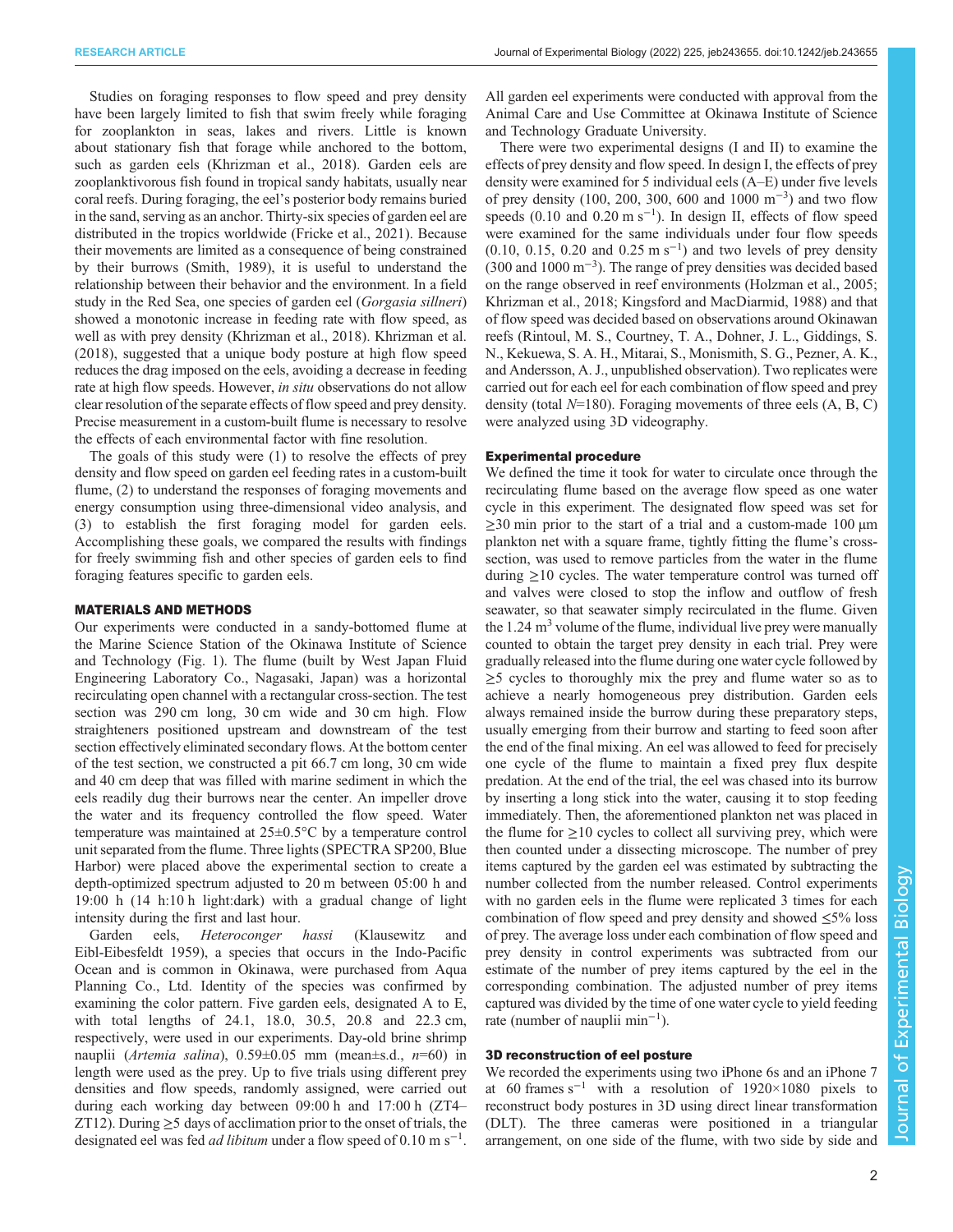Studies on foraging responses to flow speed and prey density have been largely limited to fish that swim freely while foraging for zooplankton in seas, lakes and rivers. Little is known about stationary fish that forage while anchored to the bottom, such as garden eels (Khrizman et al., 2018). Garden eels are zooplanktivorous fish found in tropical sandy habitats, usually near coral reefs. During foraging, the eel's posterior body remains buried in the sand, serving as an anchor. Thirty-six species of garden eel are distributed in the tropics worldwide (Fricke et al., 2021). Because their movements are limited as a consequence of being constrained by their burrows (Smith, 1989), it is useful to understand the relationship between their behavior and the environment. In a field study in the Red Sea, one species of garden eel (*Gorgasia sillneri*) showed a monotonic increase in feeding rate with flow speed, as well as with prey density (Khrizman et al., 2018). Khrizman et al. (2018), suggested that a unique body posture at high flow speed reduces the drag imposed on the eels, avoiding a decrease in feeding rate at high flow speeds. However, *in situ* observations do not allow clear resolution of the separate effects of flow speed and prey density. Precise measurement in a custom-built flume is necessary to resolve the effects of each environmental factor with fine resolution.

The goals of this study were (1) to resolve the effects of prey density and flow speed on garden eel feeding rates in a custom-built flume, (2) to understand the responses of foraging movements and energy consumption using three-dimensional video analysis, and (3) to establish the first foraging model for garden eels. Accomplishing these goals, we compared the results with findings for freely swimming fish and other species of garden eels to find foraging features specific to garden eels.

## MATERIALS AND METHODS

Our experiments were conducted in a sandy-bottomed flume at the Marine Science Station of the Okinawa Institute of Science and Technology (Fig. 1). The flume (built by West Japan Fluid Engineering Laboratory Co., Nagasaki, Japan) was a horizontal recirculating open channel with a rectangular cross-section. The test section was 290 cm long, 30 cm wide and 30 cm high. Flow straighteners positioned upstream and downstream of the test section effectively eliminated secondary flows. At the bottom center of the test section, we constructed a pit 66.7 cm long, 30 cm wide and 40 cm deep that was filled with marine sediment in which the eels readily dug their burrows near the center. An impeller drove the water and its frequency controlled the flow speed. Water temperature was maintained at 25±0.5°C by a temperature control unit separated from the flume. Three lights (SPECTRA SP200, Blue Harbor) were placed above the experimental section to create a depth-optimized spectrum adjusted to 20 m between 05:00 h and 19:00 h (14 h:10 h light:dark) with a gradual change of light intensity during the first and last hour.

Garden eels, *Heteroconger hassi* (Klausewitz and Eibl-Eibesfeldt 1959), a species that occurs in the Indo-Pacific Ocean and is common in Okinawa, were purchased from Aqua Planning Co., Ltd. Identity of the species was confirmed by examining the color pattern. Five garden eels, designated A to E, with total lengths of 24.1, 18.0, 30.5, 20.8 and 22.3 cm, respectively, were used in our experiments. Day-old brine shrimp nauplii (*Artemia salina*), 0.59±0.05 mm (mean±s.d., $n$=60) in length were used as the prey. Up to five trials using different prey densities and flow speeds, randomly assigned, were carried out during each working day between 09:00 h and 17:00 h (ZT4–ZT12). During ≥5 days of acclimation prior to the onset of trials, the designated eel was fed *ad libitum* under a flow speed of 0.10 m s$^{-1}$. All garden eel experiments were conducted with approval from the Animal Care and Use Committee at Okinawa Institute of Science and Technology Graduate University.

There were two experimental designs (I and II) to examine the effects of prey density and flow speed. In design I, the effects of prey density were examined for 5 individual eels (A–E) under five levels of prey density (100, 200, 300, 600 and 1000 m$^{-3}$) and two flow speeds (0.10 and 0.20 m s$^{-1}$). In design II, effects of flow speed were examined for the same individuals under four flow speeds (0.10, 0.15, 0.20 and 0.25 m s$^{-1}$) and two levels of prey density (300 and 1000 m$^{-3}$). The range of prey densities was decided based on the range observed in reef environments (Holzman et al., 2005; Khrizman et al., 2018; Kingsford and MacDiarmid, 1988) and that of flow speed was decided based on observations around Okinawan reefs (Rintoul, M. S., Courtney, T. A., Dohner, J. L., Giddings, S. N., Kekuewa, S. A. H., Mitarai, S., Monismith, S. G., Pezner, A. K., and Andersson, A. J., unpublished observation). Two replicates were carried out for each eel for each combination of flow speed and prey density (total $N$=180). Foraging movements of three eels (A, B, C) were analyzed using 3D videography.

### Experimental procedure

We defined the time it took for water to circulate once through the recirculating flume based on the average flow speed as one water cycle in this experiment. The designated flow speed was set for ≥30 min prior to the start of a trial and a custom-made 100 µm plankton net with a square frame, tightly fitting the flume's cross-section, was used to remove particles from the water in the flume during ≥10 cycles. The water temperature control was turned off and valves were closed to stop the inflow and outflow of fresh seawater, so that seawater simply recirculated in the flume. Given the 1.24 m$^3$ volume of the flume, individual live prey were manually counted to obtain the target prey density in each trial. Prey were gradually released into the flume during one water cycle followed by ≥5 cycles to thoroughly mix the prey and flume water so as to achieve a nearly homogeneous prey distribution. Garden eels always remained inside the burrow during these preparatory steps, usually emerging from their burrow and starting to feed soon after the end of the final mixing. An eel was allowed to feed for precisely one cycle of the flume to maintain a fixed prey flux despite predation. At the end of the trial, the eel was chased into its burrow by inserting a long stick into the water, causing it to stop feeding immediately. Then, the aforementioned plankton net was placed in the flume for ≥10 cycles to collect all surviving prey, which were then counted under a dissecting microscope. The number of prey items captured by the garden eel was estimated by subtracting the number collected from the number released. Control experiments with no garden eels in the flume were replicated 3 times for each combination of flow speed and prey density and showed ≤5% loss of prey. The average loss under each combination of flow speed and prey density in control experiments was subtracted from our estimate of the number of prey items captured by the eel in the corresponding combination. The adjusted number of prey items captured was divided by the time of one water cycle to yield feeding rate (number of nauplii min$^{-1}$).

### 3D reconstruction of eel posture

We recorded the experiments using two iPhone 6s and an iPhone 7 at 60 frames s$^{-1}$ with a resolution of 1920×1080 pixels to reconstruct body postures in 3D using direct linear transformation (DLT). The three cameras were positioned in a triangular arrangement, on one side of the flume, with two side by side and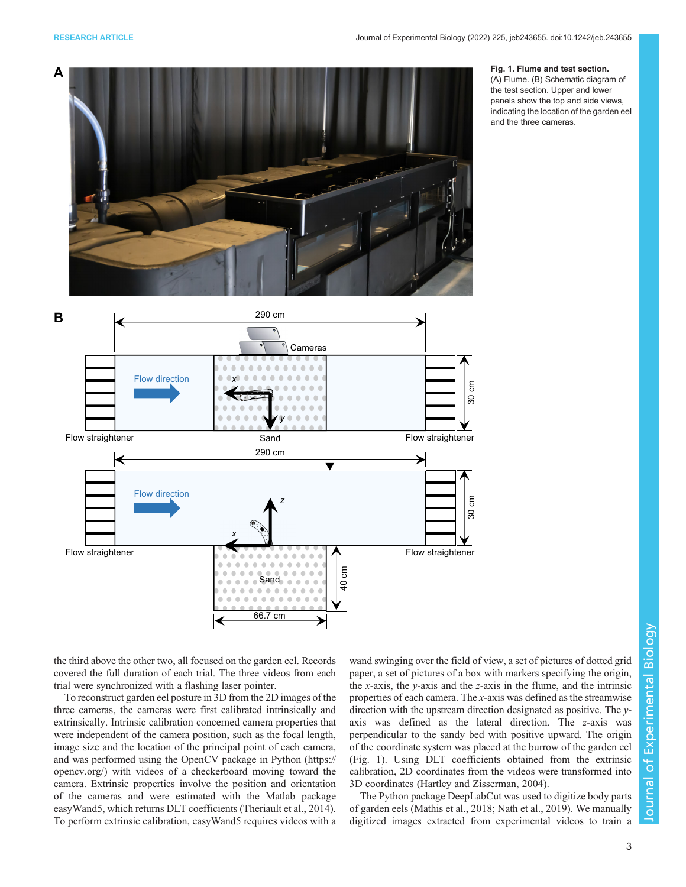**Fig. 1. Flume and test section.** (A) Flume. (B) Schematic diagram of the test section. Upper and lower panels show the top and side views, indicating the location of the garden eel and the three cameras.

the third above the other two, all focused on the garden eel. Records covered the full duration of each trial. The three videos from each trial were synchronized with a flashing laser pointer.

To reconstruct garden eel posture in 3D from the 2D images of the three cameras, the cameras were first calibrated intrinsically and extrinsically. Intrinsic calibration concerned camera properties that were independent of the camera position, such as the focal length, image size and the location of the principal point of each camera, and was performed using the OpenCV package in Python (https://opencv.org/) with videos of a checkerboard moving toward the camera. Extrinsic properties involve the position and orientation of the cameras and were estimated with the Matlab package easyWand5, which returns DLT coefficients (Theriault et al., 2014). To perform extrinsic calibration, easyWand5 requires videos with a wand swinging over the field of view, a set of pictures of dotted grid paper, a set of pictures of a box with markers specifying the origin, the *x*-axis, the *y*-axis and the *z*-axis in the flume, and the intrinsic properties of each camera. The *x*-axis was defined as the streamwise direction with the upstream direction designated as positive. The *y*-axis was defined as the lateral direction. The *z*-axis was perpendicular to the sandy bed with positive upward. The origin of the coordinate system was placed at the burrow of the garden eel (Fig. 1). Using DLT coefficients obtained from the extrinsic calibration, 2D coordinates from the videos were transformed into 3D coordinates (Hartley and Zisserman, 2004).

The Python package DeepLabCut was used to digitize body parts of garden eels (Mathis et al., 2018; Nath et al., 2019). We manually digitized images extracted from experimental videos to train a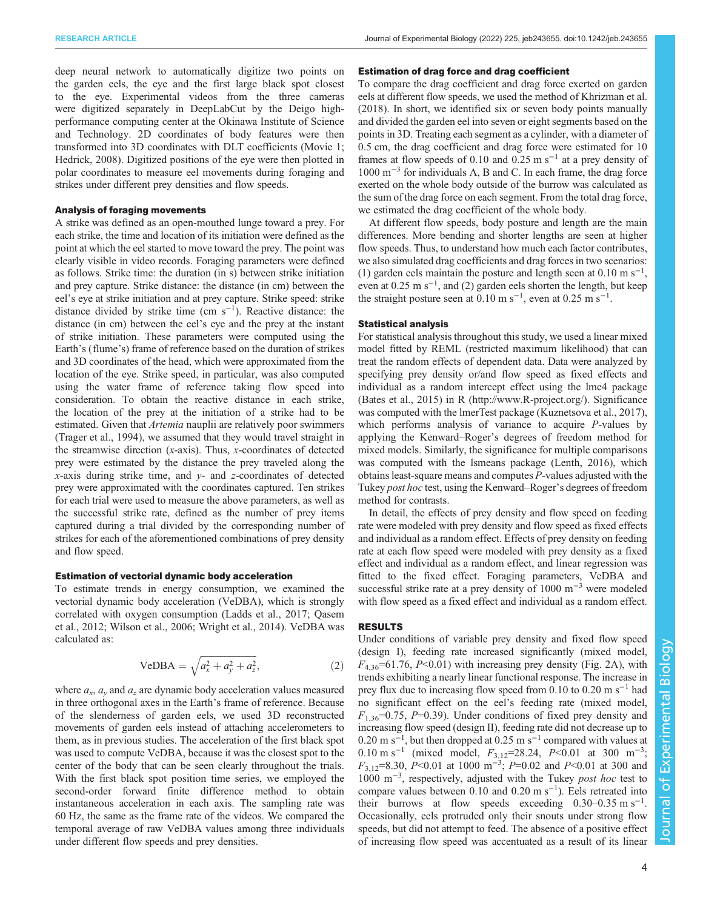deep neural network to automatically digitize two points on the garden eels, the eye and the first large black spot closest to the eye. Experimental videos from the three cameras were digitized separately in DeepLabCut by the Deigo high-performance computing center at the Okinawa Institute of Science and Technology. 2D coordinates of body features were then transformed into 3D coordinates with DLT coefficients (Movie 1; Hedrick, 2008). Digitized positions of the eye were then plotted in polar coordinates to measure eel movements during foraging and strikes under different prey densities and flow speeds.

## Analysis of foraging movements

A strike was defined as an open-mouthed lunge toward a prey. For each strike, the time and location of its initiation were defined as the point at which the eel started to move toward the prey. The point was clearly visible in video records. Foraging parameters were defined as follows. Strike time: the duration (in s) between strike initiation and prey capture. Strike distance: the distance (in cm) between the eel's eye at strike initiation and at prey capture. Strike speed: strike distance divided by strike time (cm s$^{-1}$). Reactive distance: the distance (in cm) between the eel's eye and the prey at the instant of strike initiation. These parameters were computed using the Earth's (flume's) frame of reference based on the duration of strikes and 3D coordinates of the head, which were approximated from the location of the eye. Strike speed, in particular, was also computed using the water frame of reference taking flow speed into consideration. To obtain the reactive distance in each strike, the location of the prey at the initiation of a strike had to be estimated. Given that *Artemia* nauplii are relatively poor swimmers (Trager et al., 1994), we assumed that they would travel straight in the streamwise direction ($x$-axis). Thus, $x$-coordinates of detected prey were estimated by the distance the prey traveled along the $x$-axis during strike time, and $y$- and $z$-coordinates of detected prey were approximated with the coordinates captured. Ten strikes for each trial were used to measure the above parameters, as well as the successful strike rate, defined as the number of prey items captured during a trial divided by the corresponding number of strikes for each of the aforementioned combinations of prey density and flow speed.

## Estimation of vectorial dynamic body acceleration

To estimate trends in energy consumption, we examined the vectorial dynamic body acceleration (VeDBA), which is strongly correlated with oxygen consumption (Ladds et al., 2017; Qasem et al., 2012; Wilson et al., 2006; Wright et al., 2014). VeDBA was calculated as:

$$\mathrm{VeDBA} = \sqrt{a_x^2 + a_y^2 + a_z^2}, \tag{2}$$

where $a_x$, $a_y$ and $a_z$ are dynamic body acceleration values measured in three orthogonal axes in the Earth's frame of reference. Because of the slenderness of garden eels, we used 3D reconstructed movements of garden eels instead of attaching accelerometers to them, as in previous studies. The acceleration of the first black spot was used to compute VeDBA, because it was the closest spot to the center of the body that can be seen clearly throughout the trials. With the first black spot position time series, we employed the second-order forward finite difference method to obtain instantaneous acceleration in each axis. The sampling rate was 60 Hz, the same as the frame rate of the videos. We compared the temporal average of raw VeDBA values among three individuals under different flow speeds and prey densities.

## Estimation of drag force and drag coefficient

To compare the drag coefficient and drag force exerted on garden eels at different flow speeds, we used the method of Khrizman et al. (2018). In short, we identified six or seven body points manually and divided the garden eel into seven or eight segments based on the points in 3D. Treating each segment as a cylinder, with a diameter of 0.5 cm, the drag coefficient and drag force were estimated for 10 frames at flow speeds of 0.10 and 0.25 m s$^{-1}$ at a prey density of 1000 m$^{-3}$ for individuals A, B and C. In each frame, the drag force exerted on the whole body outside of the burrow was calculated as the sum of the drag force on each segment. From the total drag force, we estimated the drag coefficient of the whole body.

At different flow speeds, body posture and length are the main differences. More bending and shorter lengths are seen at higher flow speeds. Thus, to understand how much each factor contributes, we also simulated drag coefficients and drag forces in two scenarios: (1) garden eels maintain the posture and length seen at 0.10 m s$^{-1}$, even at 0.25 m s$^{-1}$, and (2) garden eels shorten the length, but keep the straight posture seen at 0.10 m s$^{-1}$, even at 0.25 m s$^{-1}$.

## Statistical analysis

For statistical analysis throughout this study, we used a linear mixed model fitted by REML (restricted maximum likelihood) that can treat the random effects of dependent data. Data were analyzed by specifying prey density or/and flow speed as fixed effects and individual as a random intercept effect using the lme4 package (Bates et al., 2015) in R (http://www.R-project.org/). Significance was computed with the lmerTest package (Kuznetsova et al., 2017), which performs analysis of variance to acquire $P$-values by applying the Kenward–Roger's degrees of freedom method for mixed models. Similarly, the significance for multiple comparisons was computed with the lsmeans package (Lenth, 2016), which obtains least-square means and computes $P$-values adjusted with the Tukey *post hoc* test, using the Kenward–Roger's degrees of freedom method for contrasts.

In detail, the effects of prey density and flow speed on feeding rate were modeled with prey density and flow speed as fixed effects and individual as a random effect. Effects of prey density on feeding rate at each flow speed were modeled with prey density as a fixed effect and individual as a random effect, and linear regression was fitted to the fixed effect. Foraging parameters, VeDBA and successful strike rate at a prey density of 1000 m$^{-3}$ were modeled with flow speed as a fixed effect and individual as a random effect.

# RESULTS

Under conditions of variable prey density and fixed flow speed (design I), feeding rate increased significantly (mixed model, $F_{4,36}$=61.76, $P$<0.01) with increasing prey density (Fig. 2A), with trends exhibiting a nearly linear functional response. The increase in prey flux due to increasing flow speed from 0.10 to 0.20 m s$^{-1}$ had no significant effect on the eel's feeding rate (mixed model, $F_{1,36}$=0.75, $P$=0.39). Under conditions of fixed prey density and increasing flow speed (design II), feeding rate did not decrease up to 0.20 m s$^{-1}$, but then dropped at 0.25 m s$^{-1}$ compared with values at 0.10 m s$^{-1}$ (mixed model, $F_{3,12}$=28.24, $P$<0.01 at 300 m$^{-3}$; $F_{3,12}$=8.30, $P$<0.01 at 1000 m$^{-3}$; $P$=0.02 and $P$<0.01 at 300 and 1000 m$^{-3}$, respectively, adjusted with the Tukey *post hoc* test to compare values between 0.10 and 0.20 m s$^{-1}$). Eels retreated into their burrows at flow speeds exceeding 0.30–0.35 m s$^{-1}$. Occasionally, eels protruded only their snouts under strong flow speeds, but did not attempt to feed. The absence of a positive effect of increasing flow speed was accentuated as a result of its linear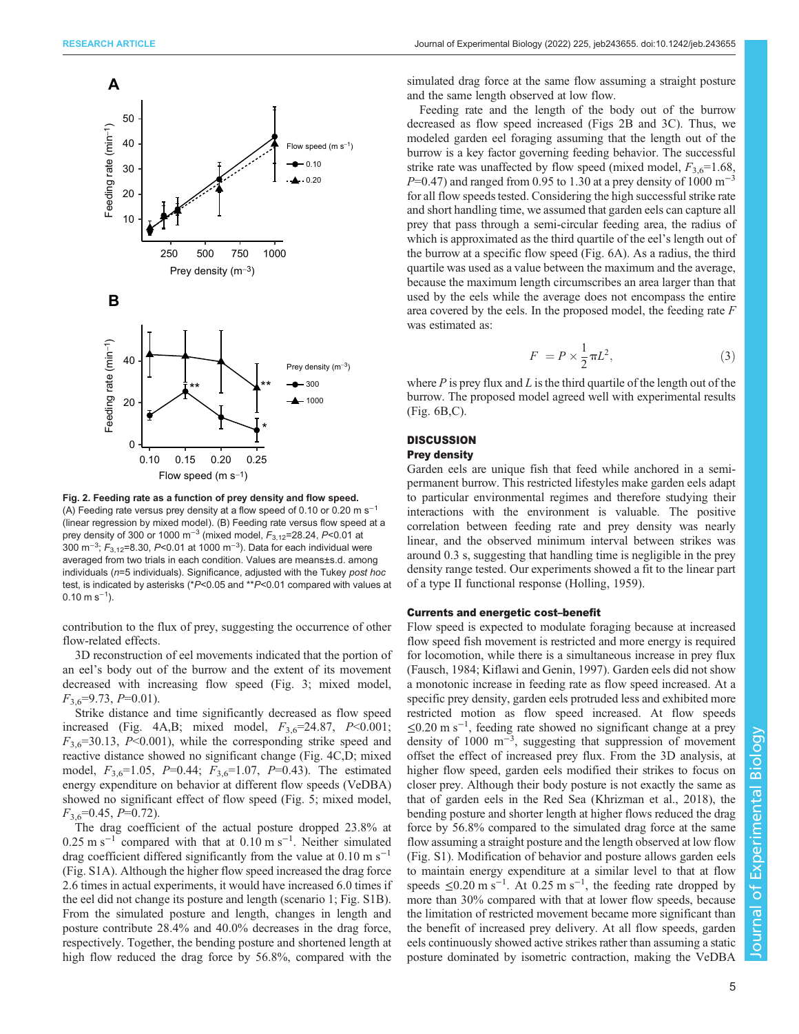Fig. 2. Feeding rate as a function of prey density and flow speed. (A) Feeding rate versus prey density at a flow speed of 0.10 or 0.20 m s$^{-1}$ (linear regression by mixed model). (B) Feeding rate versus flow speed at a prey density of 300 or 1000 m$^{-3}$ (mixed model, $F_{3,12}$=28.24, $P$<0.01 at 300 m$^{-3}$; $F_{3,12}$=8.30, $P$<0.01 at 1000 m$^{-3}$). Data for each individual were averaged from two trials in each condition. Values are means±s.d. among individuals ($n$=5 individuals). Significance, adjusted with the Tukey *post hoc* test, is indicated by asterisks (*$P$<0.05 and **$P$<0.01 compared with values at 0.10 m s$^{-1}$).

contribution to the flux of prey, suggesting the occurrence of other flow-related effects.

3D reconstruction of eel movements indicated that the portion of an eel's body out of the burrow and the extent of its movement decreased with increasing flow speed (Fig. 3; mixed model, $F_{3,6}$=9.73, $P$=0.01).

Strike distance and time significantly decreased as flow speed increased (Fig. 4A,B; mixed model, $F_{3,6}$=24.87, $P$<0.001; $F_{3,6}$=30.13, $P$<0.001), while the corresponding strike speed and reactive distance showed no significant change (Fig. 4C,D; mixed model, $F_{3,6}$=1.05, $P$=0.44; $F_{3,6}$=1.07, $P$=0.43). The estimated energy expenditure on behavior at different flow speeds (VeDBA) showed no significant effect of flow speed (Fig. 5; mixed model, $F_{3,6}$=0.45, $P$=0.72).

The drag coefficient of the actual posture dropped 23.8% at 0.25 m s$^{-1}$ compared with that at 0.10 m s$^{-1}$. Neither simulated drag coefficient differed significantly from the value at 0.10 m s$^{-1}$ (Fig. S1A). Although the higher flow speed increased the drag force 2.6 times in actual experiments, it would have increased 6.0 times if the eel did not change its posture and length (scenario 1; Fig. S1B). From the simulated posture and length, changes in length and posture contribute 28.4% and 40.0% decreases in the drag force, respectively. Together, the bending posture and shortened length at high flow reduced the drag force by 56.8%, compared with the simulated drag force at the same flow assuming a straight posture and the same length observed at low flow.

Feeding rate and the length of the body out of the burrow decreased as flow speed increased (Figs 2B and 3C). Thus, we modeled garden eel foraging assuming that the length out of the burrow is a key factor governing feeding behavior. The successful strike rate was unaffected by flow speed (mixed model, $F_{3,6}$=1.68, $P$=0.47) and ranged from 0.95 to 1.30 at a prey density of 1000 m$^{-3}$ for all flow speeds tested. Considering the high successful strike rate and short handling time, we assumed that garden eels can capture all prey that pass through a semi-circular feeding area, the radius of which is approximated as the third quartile of the eel's length out of the burrow at a specific flow speed (Fig. 6A). As a radius, the third quartile was used as a value between the maximum and the average, because the maximum length circumscribes an area larger than that used by the eels while the average does not encompass the entire area covered by the eels. In the proposed model, the feeding rate $F$ was estimated as:

$$F = P \times \frac{1}{2}\pi L^2, \tag{3}$$

where $P$ is prey flux and $L$ is the third quartile of the length out of the burrow. The proposed model agreed well with experimental results (Fig. 6B,C).

## DISCUSSION

### Prey density

Garden eels are unique fish that feed while anchored in a semi-permanent burrow. This restricted lifestyles make garden eels adapt to particular environmental regimes and therefore studying their interactions with the environment is valuable. The positive correlation between feeding rate and prey density was nearly linear, and the observed minimum interval between strikes was around 0.3 s, suggesting that handling time is negligible in the prey density range tested. Our experiments showed a fit to the linear part of a type II functional response (Holling, 1959).

### Currents and energetic cost–benefit

Flow speed is expected to modulate foraging because at increased flow speed fish movement is restricted and more energy is required for locomotion, while there is a simultaneous increase in prey flux (Fausch, 1984; Kiflawi and Genin, 1997). Garden eels did not show a monotonic increase in feeding rate as flow speed increased. At a specific prey density, garden eels protruded less and exhibited more restricted motion as flow speed increased. At flow speeds ≤0.20 m s$^{-1}$, feeding rate showed no significant change at a prey density of 1000 m$^{-3}$, suggesting that suppression of movement offset the effect of increased prey flux. From the 3D analysis, at higher flow speed, garden eels modified their strikes to focus on closer prey. Although their body posture is not exactly the same as that of garden eels in the Red Sea (Khrizman et al., 2018), the bending posture and shorter length at higher flows reduced the drag force by 56.8% compared to the simulated drag force at the same flow assuming a straight posture and the length observed at low flow (Fig. S1). Modification of behavior and posture allows garden eels to maintain energy expenditure at a similar level to that at flow speeds ≤0.20 m s$^{-1}$. At 0.25 m s$^{-1}$, the feeding rate dropped by more than 30% compared with that at lower flow speeds, because the limitation of restricted movement became more significant than the benefit of increased prey delivery. At all flow speeds, garden eels continuously showed active strikes rather than assuming a static posture dominated by isometric contraction, making the VeDBA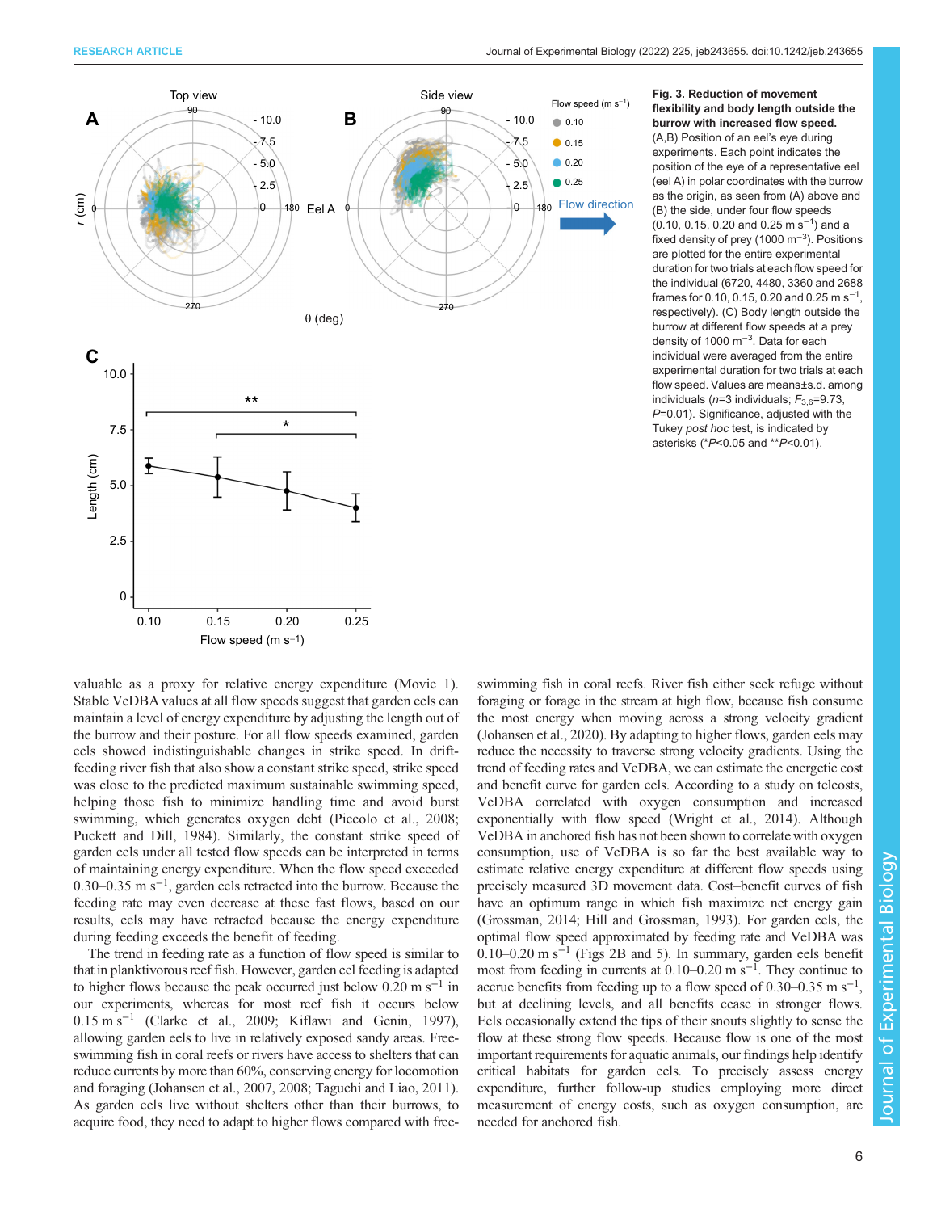**Fig. 3. Reduction of movement flexibility and body length outside the burrow with increased flow speed.** (A,B) Position of an eel's eye during experiments. Each point indicates the position of the eye of a representative eel (eel A) in polar coordinates with the burrow as the origin, as seen from (A) above and (B) the side, under four flow speeds (0.10, 0.15, 0.20 and 0.25 m s$^{-1}$) and a fixed density of prey (1000 m$^{-3}$). Positions are plotted for the entire experimental duration for two trials at each flow speed for the individual (6720, 4480, 3360 and 2688 frames for 0.10, 0.15, 0.20 and 0.25 m s$^{-1}$, respectively). (C) Body length outside the burrow at different flow speeds at a prey density of 1000 m$^{-3}$. Data for each individual were averaged from the entire experimental duration for two trials at each flow speed. Values are means±s.d. among individuals ($n$=3 individuals; $F_{3,6}$=9.73, $P$=0.01). Significance, adjusted with the Tukey *post hoc* test, is indicated by asterisks (*$P$<0.05 and **$P$<0.01).

valuable as a proxy for relative energy expenditure (Movie 1). Stable VeDBA values at all flow speeds suggest that garden eels can maintain a level of energy expenditure by adjusting the length out of the burrow and their posture. For all flow speeds examined, garden eels showed indistinguishable changes in strike speed. In drift-feeding river fish that also show a constant strike speed, strike speed was close to the predicted maximum sustainable swimming speed, helping those fish to minimize handling time and avoid burst swimming, which generates oxygen debt (Piccolo et al., 2008; Puckett and Dill, 1984). Similarly, the constant strike speed of garden eels under all tested flow speeds can be interpreted in terms of maintaining energy expenditure. When the flow speed exceeded 0.30–0.35 m s$^{-1}$, garden eels retracted into the burrow. Because the feeding rate may even decrease at these fast flows, based on our results, eels may have retracted because the energy expenditure during feeding exceeds the benefit of feeding.

The trend in feeding rate as a function of flow speed is similar to that in planktivorous reef fish. However, garden eel feeding is adapted to higher flows because the peak occurred just below 0.20 m s$^{-1}$ in our experiments, whereas for most reef fish it occurs below 0.15 m s$^{-1}$ (Clarke et al., 2009; Kiflawi and Genin, 1997), allowing garden eels to live in relatively exposed sandy areas. Free-swimming fish in coral reefs or rivers have access to shelters that can reduce currents by more than 60%, conserving energy for locomotion and foraging (Johansen et al., 2007, 2008; Taguchi and Liao, 2011). As garden eels live without shelters other than their burrows, to acquire food, they need to adapt to higher flows compared with free-swimming fish in coral reefs. River fish either seek refuge without foraging or forage in the stream at high flow, because fish consume the most energy when moving across a strong velocity gradient (Johansen et al., 2020). By adapting to higher flows, garden eels may reduce the necessity to traverse strong velocity gradients. Using the trend of feeding rates and VeDBA, we can estimate the energetic cost and benefit curve for garden eels. According to a study on teleosts, VeDBA correlated with oxygen consumption and increased exponentially with flow speed (Wright et al., 2014). Although VeDBA in anchored fish has not been shown to correlate with oxygen consumption, use of VeDBA is so far the best available way to estimate relative energy expenditure at different flow speeds using precisely measured 3D movement data. Cost–benefit curves of fish have an optimum range in which fish maximize net energy gain (Grossman, 2014; Hill and Grossman, 1993). For garden eels, the optimal flow speed approximated by feeding rate and VeDBA was 0.10–0.20 m s$^{-1}$ (Figs 2B and 5). In summary, garden eels benefit most from feeding in currents at 0.10–0.20 m s$^{-1}$. They continue to accrue benefits from feeding up to a flow speed of 0.30–0.35 m s$^{-1}$, but at declining levels, and all benefits cease in stronger flows. Eels occasionally extend the tips of their snouts slightly to sense the flow at these strong flow speeds. Because flow is one of the most important requirements for aquatic animals, our findings help identify critical habitats for garden eels. To precisely assess energy expenditure, further follow-up studies employing more direct measurement of energy costs, such as oxygen consumption, are needed for anchored fish.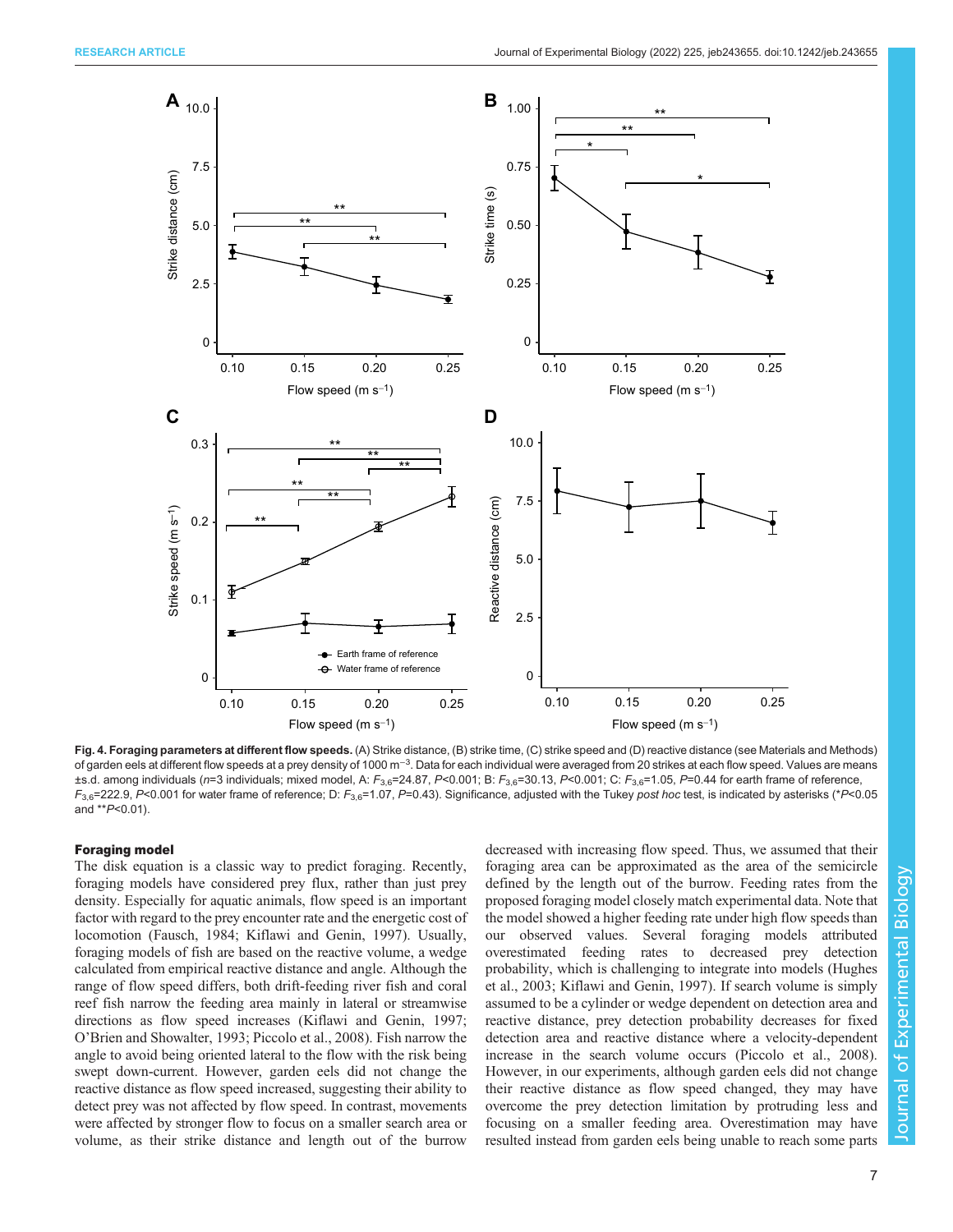**Fig. 4. Foraging parameters at different flow speeds.** (A) Strike distance, (B) strike time, (C) strike speed and (D) reactive distance (see Materials and Methods) of garden eels at different flow speeds at a prey density of 1000 m$^{-3}$. Data for each individual were averaged from 20 strikes at each flow speed. Values are means ±s.d. among individuals (*n*=3 individuals; mixed model, A: $F_{3,6}$=24.87, *P*<0.001; B: $F_{3,6}$=30.13, *P*<0.001; C: $F_{3,6}$=1.05, *P*=0.44 for earth frame of reference, $F_{3,6}$=222.9, *P*<0.001 for water frame of reference; D: $F_{3,6}$=1.07, *P*=0.43). Significance, adjusted with the Tukey *post hoc* test, is indicated by asterisks (*P<0.05 and **P<0.01).

#### Foraging model

The disk equation is a classic way to predict foraging. Recently, foraging models have considered prey flux, rather than just prey density. Especially for aquatic animals, flow speed is an important factor with regard to the prey encounter rate and the energetic cost of locomotion (Fausch, 1984; Kiflawi and Genin, 1997). Usually, foraging models of fish are based on the reactive volume, a wedge calculated from empirical reactive distance and angle. Although the range of flow speed differs, both drift-feeding river fish and coral reef fish narrow the feeding area mainly in lateral or streamwise directions as flow speed increases (Kiflawi and Genin, 1997; O'Brien and Showalter, 1993; Piccolo et al., 2008). Fish narrow the angle to avoid being oriented lateral to the flow with the risk being swept down-current. However, garden eels did not change the reactive distance as flow speed increased, suggesting their ability to detect prey was not affected by flow speed. In contrast, movements were affected by stronger flow to focus on a smaller search area or volume, as their strike distance and length out of the burrow decreased with increasing flow speed. Thus, we assumed that their foraging area can be approximated as the area of the semicircle defined by the length out of the burrow. Feeding rates from the proposed foraging model closely match experimental data. Note that the model showed a higher feeding rate under high flow speeds than our observed values. Several foraging models attributed overestimated feeding rates to decreased prey detection probability, which is challenging to integrate into models (Hughes et al., 2003; Kiflawi and Genin, 1997). If search volume is simply assumed to be a cylinder or wedge dependent on detection area and reactive distance, prey detection probability decreases for fixed detection area and reactive distance where a velocity-dependent increase in the search volume occurs (Piccolo et al., 2008). However, in our experiments, although garden eels did not change their reactive distance as flow speed changed, they may have overcome the prey detection limitation by protruding less and focusing on a smaller feeding area. Overestimation may have resulted instead from garden eels being unable to reach some parts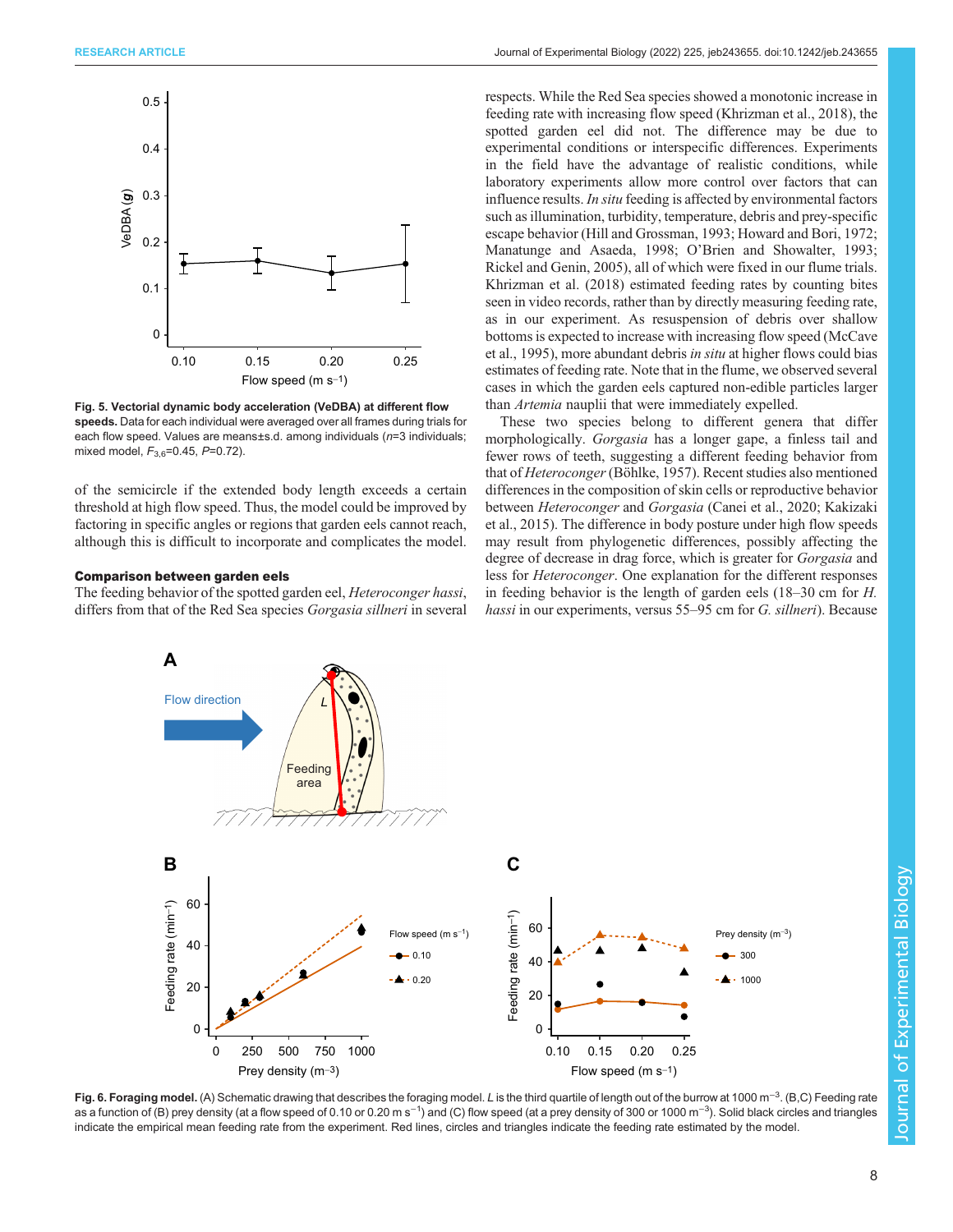Fig. 5. **Vectorial dynamic body acceleration (VeDBA) at different flow speeds.** Data for each individual were averaged over all frames during trials for each flow speed. Values are means±s.d. among individuals ($n$=3 individuals; mixed model, $F_{3,6}$=0.45, $P$=0.72).

of the semicircle if the extended body length exceeds a certain threshold at high flow speed. Thus, the model could be improved by factoring in specific angles or regions that garden eels cannot reach, although this is difficult to incorporate and complicates the model.

### Comparison between garden eels

The feeding behavior of the spotted garden eel, *Heteroconger hassi*, differs from that of the Red Sea species *Gorgasia sillneri* in several respects. While the Red Sea species showed a monotonic increase in feeding rate with increasing flow speed (Khrizman et al., 2018), the spotted garden eel did not. The difference may be due to experimental conditions or interspecific differences. Experiments in the field have the advantage of realistic conditions, while laboratory experiments allow more control over factors that can influence results. *In situ* feeding is affected by environmental factors such as illumination, turbidity, temperature, debris and prey-specific escape behavior (Hill and Grossman, 1993; Howard and Bori, 1972; Manatunge and Asaeda, 1998; O'Brien and Showalter, 1993; Rickel and Genin, 2005), all of which were fixed in our flume trials. Khrizman et al. (2018) estimated feeding rates by counting bites seen in video records, rather than by directly measuring feeding rate, as in our experiment. As resuspension of debris over shallow bottoms is expected to increase with increasing flow speed (McCave et al., 1995), more abundant debris *in situ* at higher flows could bias estimates of feeding rate. Note that in the flume, we observed several cases in which the garden eels captured non-edible particles larger than *Artemia* nauplii that were immediately expelled.

These two species belong to different genera that differ morphologically. *Gorgasia* has a longer gape, a finless tail and fewer rows of teeth, suggesting a different feeding behavior from that of *Heteroconger* (Böhlke, 1957). Recent studies also mentioned differences in the composition of skin cells or reproductive behavior between *Heteroconger* and *Gorgasia* (Canei et al., 2020; Kakizaki et al., 2015). The difference in body posture under high flow speeds may result from phylogenetic differences, possibly affecting the degree of decrease in drag force, which is greater for *Gorgasia* and less for *Heteroconger*. One explanation for the different responses in feeding behavior is the length of garden eels (18–30 cm for *H. hassi* in our experiments, versus 55–95 cm for *G. sillneri*). Because

**Fig. 6. Foraging model.** (A) Schematic drawing that describes the foraging model. $L$ is the third quartile of length out of the burrow at 1000 m$^{-3}$. (B,C) Feeding rate as a function of (B) prey density (at a flow speed of 0.10 or 0.20 m s$^{-1}$) and (C) flow speed (at a prey density of 300 or 1000 m$^{-3}$). Solid black circles and triangles indicate the empirical mean feeding rate from the experiment. Red lines, circles and triangles indicate the feeding rate estimated by the model.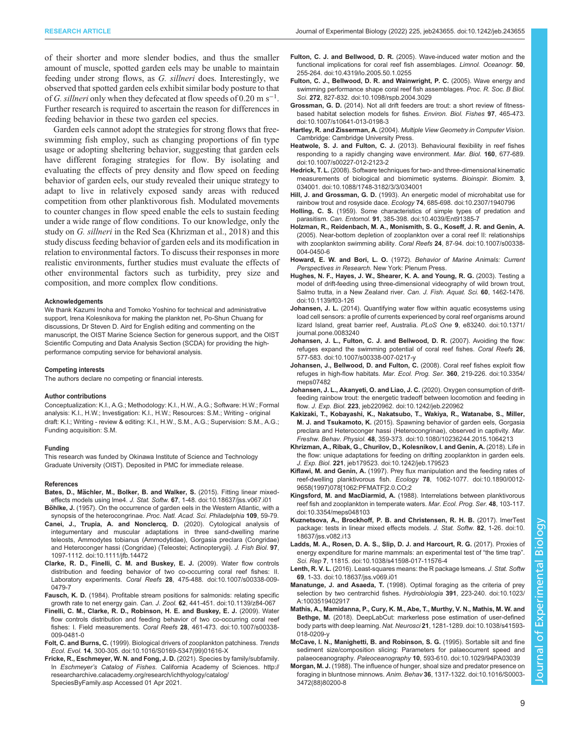of their shorter and more slender bodies, and thus the smaller amount of muscle, spotted garden eels may be unable to maintain feeding under strong flows, as *G. sillneri* does. Interestingly, we observed that spotted garden eels exhibit similar body posture to that of *G. sillneri* only when they defecated at flow speeds of 0.20 m $s^{-1}$. Further research is required to ascertain the reason for differences in feeding behavior in these two garden eel species.

Garden eels cannot adopt the strategies for strong flows that free-swimming fish employ, such as changing proportions of fin type usage or adopting sheltering behavior, suggesting that garden eels have different foraging strategies for flow. By isolating and evaluating the effects of prey density and flow speed on feeding behavior of garden eels, our study revealed their unique strategy to adapt to live in relatively exposed sandy areas with reduced competition from other planktivorous fish. Modulated movements to counter changes in flow speed enable the eels to sustain feeding under a wide range of flow conditions. To our knowledge, only the study on *G. sillneri* in the Red Sea (Khrizman et al., 2018) and this study discuss feeding behavior of garden eels and its modification in relation to environmental factors. To discuss their responses in more realistic environments, further studies must evaluate the effects of other environmental factors such as turbidity, prey size and composition, and more complex flow conditions.

#### Acknowledgements

We thank Kazumi Inoha and Tomoko Yoshino for technical and administrative support, Irena Kolesnikova for making the plankton net, Po-Shun Chuang for discussions, Dr Steven D. Aird for English editing and commenting on the manuscript, the OIST Marine Science Section for generous support, and the OIST Scientific Computing and Data Analysis Section (SCDA) for providing the high-performance computing service for behavioral analysis.

#### Competing interests

The authors declare no competing or financial interests.

#### Author contributions

Conceptualization: K.I., A.G.; Methodology: K.I., H.W., A.G.; Software: H.W.; Formal analysis: K.I., H.W.; Investigation: K.I., H.W.; Resources: S.M.; Writing - original draft: K.I.; Writing - review & editing: K.I., H.W., S.M., A.G.; Supervision: S.M., A.G.; Funding acquisition: S.M.

#### Funding

This research was funded by Okinawa Institute of Science and Technology Graduate University (OIST). Deposited in PMC for immediate release.

#### References

**Bates, D., Mächler, M., Bolker, B. and Walker, S.** (2015). Fitting linear mixed-effects models using lme4. *J. Stat. Softw.* **67**, 1-48. doi:10.18637/jss.v067.i01

**Böhlke, J.** (1957). On the occurrence of garden eels in the Western Atlantic, with a synopsis of the heterocongrinae. *Proc. Natl. Acad. Sci. Philadelphia* **109**, 59-79.

**Canei, J., Trupia, A. and Nonclercq, D.** (2020). Cytological analysis of integumentary and muscular adaptations in three sand-dwelling marine teleosts, Ammodytes tobianus (Ammodytidae), Gorgasia preclara (Congridae) and Heteroconger hassi (Congridae) (Teleostei; Actinopterygii). *J. Fish Biol.* **97**, 1097-1112. doi:10.1111/jfb.14472

**Clarke, R. D., Finelli, C. M. and Buskey, E. J.** (2009). Water flow controls distribution and feeding behavior of two co-occurring coral reef fishes: II. Laboratory experiments. *Coral Reefs* **28**, 475-488. doi:10.1007/s00338-009-0479-7

**Fausch, K. D.** (1984). Profitable stream positions for salmonids: relating specific growth rate to net energy gain. *Can. J. Zool.* **62**, 441-451. doi:10.1139/z84-067

**Finelli, C. M., Clarke, R. D., Robinson, H. E. and Buskey, E. J.** (2009). Water flow controls distribution and feeding behavior of two co-occurring coral reef fishes: I. Field measurements. *Coral Reefs* **28**, 461-473. doi:10.1007/s00338-009-0481-0

**Folt, C. and Burns, C.** (1999). Biological drivers of zooplankton patchiness. *Trends Ecol. Evol.* **14**, 300-305. doi:10.1016/S0169-5347(99)01616-X

**Fricke, R., Eschmeyer, W. N. and Fong, J. D.** (2021). Species by family/subfamily. In *Eschmeyer's Catalog of Fishes*. California Academy of Sciences. http://researcharchive.calacademy.org/research/ichthyology/catalog/SpeciesByFamily.asp Accessed 01 Apr 2021.

**Fulton, C. J. and Bellwood, D. R.** (2005). Wave-induced water motion and the functional implications for coral reef fish assemblages. *Limnol. Oceanogr.* **50**, 255-264. doi:10.4319/lo.2005.50.1.0255

**Fulton, C. J., Bellwood, D. R. and Wainwright, P. C.** (2005). Wave energy and swimming performance shape coral reef fish assemblages. *Proc. R. Soc. B Biol. Sci.* **272**, 827-832. doi:10.1098/rspb.2004.3029

**Grossman, G. D.** (2014). Not all drift feeders are trout: a short review of fitness-based habitat selection models for fishes. *Environ. Biol. Fishes* **97**, 465-473. doi:10.1007/s10641-013-0198-3

**Hartley, R. and Zisserman, A.** (2004). *Multiple View Geometry in Computer Vision*. Cambridge: Cambridge University Press.

**Heatwole, S. J. and Fulton, C. J.** (2013). Behavioural flexibility in reef fishes responding to a rapidly changing wave environment. *Mar. Biol.* **160**, 677-689. doi:10.1007/s00227-012-2123-2

**Hedrick, T. L.** (2008). Software techniques for two- and three-dimensional kinematic measurements of biological and biomimetic systems. *Bioinspir. Biomim.* **3**, 034001. doi:10.1088/1748-3182/3/3/034001

**Hill, J. and Grossman, G. D.** (1993). An energetic model of microhabitat use for rainbow trout and rosyside dace. *Ecology* **74**, 685-698. doi:10.2307/1940796

**Holling, C. S.** (1959). Some characteristics of simple types of predation and parasitism. *Can. Entomol.* **91**, 385-398. doi:10.4039/Ent91385-7

**Holzman, R., Reidenbach, M. A., Monismith, S. G., Koseff, J. R. and Genin, A.** (2005). Near-bottom depletion of zooplankton over a coral reef II: relationships with zooplankton swimming ability. *Coral Reefs* **24**, 87-94. doi:10.1007/s00338-004-0450-6

**Howard, E. W. and Bori, L. O.** (1972). *Behavior of Marine Animals: Current Perspectives in Research*. New York: Plenum Press.

**Hughes, N. F., Hayes, J. W., Shearer, K. A. and Young, R. G.** (2003). Testing a model of drift-feeding using three-dimensional videography of wild brown trout, Salmo trutta, in a New Zealand river. *Can. J. Fish. Aquat. Sci.* **60**, 1462-1476. doi:10.1139/f03-126

**Johansen, J. L.** (2014). Quantifying water flow within aquatic ecosystems using load cell sensors: a profile of currents experienced by coral reef organisms around lizard Island, great barrier reef, Australia. *PLoS One* **9**, e83240. doi:10.1371/journal.pone.0083240

**Johansen, J. L., Fulton, C. J. and Bellwood, D. R.** (2007). Avoiding the flow: refuges expand the swimming potential of coral reef fishes. *Coral Reefs* **26**, 577-583. doi:10.1007/s00338-007-0217-y

**Johansen, J., Bellwood, D. and Fulton, C.** (2008). Coral reef fishes exploit flow refuges in high-flow habitats. *Mar. Ecol. Prog. Ser.* **360**, 219-226. doi:10.3354/meps07482

**Johansen, J. L., Akanyeti, O. and Liao, J. C.** (2020). Oxygen consumption of drift-feeding rainbow trout: the energetic tradeoff between locomotion and feeding in flow. *J. Exp. Biol.* **223**, jeb220962. doi:10.1242/jeb.220962

**Kakizaki, T., Kobayashi, K., Nakatsubo, T., Wakiya, R., Watanabe, S., Miller, M. J. and Tsukamoto, K.** (2015). Spawning behavior of garden eels, Gorgasia preclara and Heteroconger hassi (Heterocongrinae), observed in captivity. *Mar. Freshw. Behav. Physiol.* **48**, 359-373. doi:10.1080/10236244.2015.1064213

**Khrizman, A., Ribak, G., Churilov, D., Kolesnikov, I. and Genin, A.** (2018). Life in the flow: unique adaptations for feeding on drifting zooplankton in garden eels. *J. Exp. Biol.* **221**, jeb179523. doi:10.1242/jeb.179523

**Kiflawi, M. and Genin, A.** (1997). Prey flux manipulation and the feeding rates of reef-dwelling planktivorous fish. *Ecology* **78**, 1062-1077. doi:10.1890/0012-9658(1997)078[1062:PFMATF]2.0.CO;2

**Kingsford, M. and MacDiarmid, A.** (1988). Interrelations between planktivorous reef fish and zooplankton in temperate waters. *Mar. Ecol. Prog. Ser.* **48**, 103-117. doi:10.3354/meps048103

**Kuznetsova, A., Brockhoff, P. B. and Christensen, R. H. B.** (2017). lmerTest package: tests in linear mixed effects models. *J. Stat. Softw.* **82**, 1-26. doi:10.18637/jss.v082.i13

**Ladds, M. A., Rosen, D. A. S., Slip, D. J. and Harcourt, R. G.** (2017). Proxies of energy expenditure for marine mammals: an experimental test of "the time trap". *Sci. Rep* **7**, 11815. doi:10.1038/s41598-017-11576-4

**Lenth, R. V. L.** (2016). Least-squares means: the R package lsmeans. *J. Stat. Softw* **69**, 1-33. doi:10.18637/jss.v069.i01

**Manatunge, J. and Asaeda, T.** (1998). Optimal foraging as the criteria of prey selection by two centrarchid fishes. *Hydrobiologia* **391**, 223-240. doi:10.1023/A:1003519402917

**Mathis, A., Mamidanna, P., Cury, K. M., Abe, T., Murthy, V. N., Mathis, M. W. and Bethge, M.** (2018). DeepLabCut: markerless pose estimation of user-defined body parts with deep learning. *Nat. Neurosci* **21**, 1281-1289. doi:10.1038/s41593-018-0209-y

**McCave, I. N., Manighetti, B. and Robinson, S. G.** (1995). Sortable silt and fine sediment size/composition slicing: Parameters for palaeocurrent speed and palaeoceanography. *Paleoceanography* **10**, 593-610. doi:10.1029/94PA03039

**Morgan, M. J.** (1988). The influence of hunger, shoal size and predator presence on foraging in bluntnose minnows. *Anim. Behav* **36**, 1317-1322. doi:10.1016/S0003-3472(88)80200-8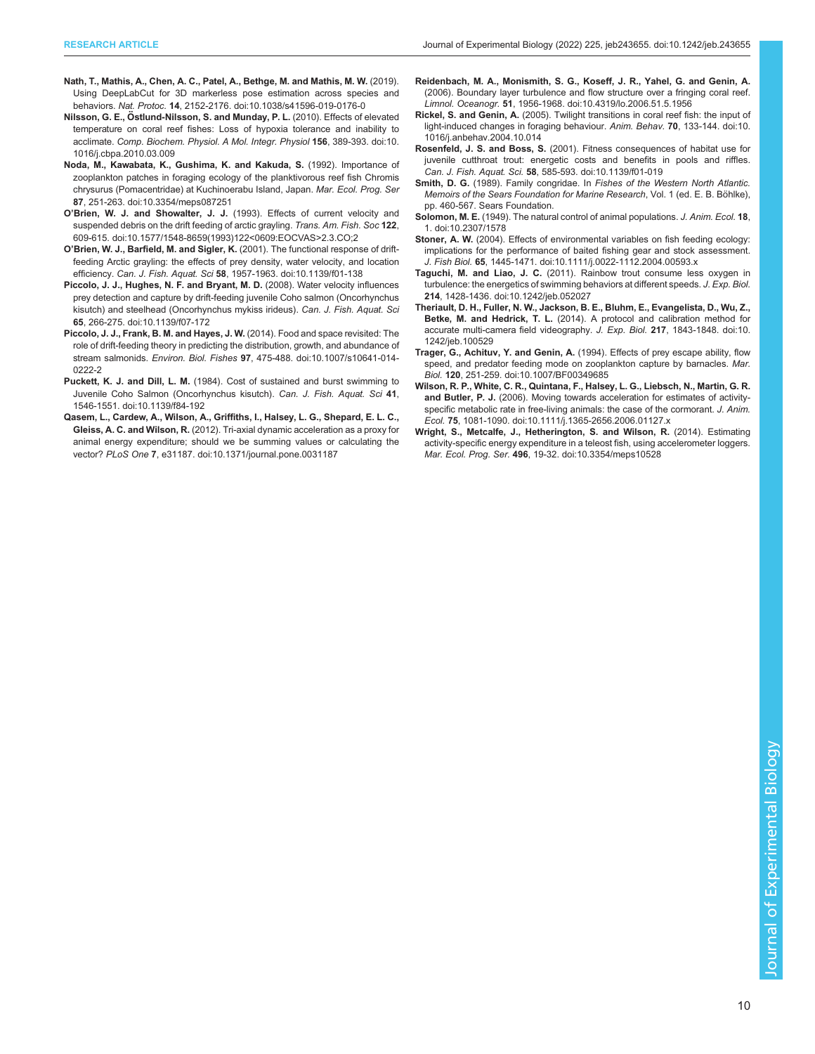**Nath, T., Mathis, A., Chen, A. C., Patel, A., Bethge, M. and Mathis, M. W.** (2019). Using DeepLabCut for 3D markerless pose estimation across species and behaviors. *Nat. Protoc.* **14**, 2152-2176. doi:10.1038/s41596-019-0176-0

**Nilsson, G. E., Östlund-Nilsson, S. and Munday, P. L.** (2010). Effects of elevated temperature on coral reef fishes: Loss of hypoxia tolerance and inability to acclimate. *Comp. Biochem. Physiol. A Mol. Integr. Physiol* **156**, 389-393. doi:10.1016/j.cbpa.2010.03.009

**Noda, M., Kawabata, K., Gushima, K. and Kakuda, S.** (1992). Importance of zooplankton patches in foraging ecology of the planktivorous reef fish Chromis chrysurus (Pomacentridae) at Kuchinoerabu Island, Japan. *Mar. Ecol. Prog. Ser* **87**, 251-263. doi:10.3354/meps087251

**O'Brien, W. J. and Showalter, J. J.** (1993). Effects of current velocity and suspended debris on the drift feeding of arctic grayling. *Trans. Am. Fish. Soc* **122**, 609-615. doi:10.1577/1548-8659(1993)122<0609:EOCVAS>2.3.CO;2

**O'Brien, W. J., Barfield, M. and Sigler, K.** (2001). The functional response of drift-feeding Arctic grayling: the effects of prey density, water velocity, and location efficiency. *Can. J. Fish. Aquat. Sci* **58**, 1957-1963. doi:10.1139/f01-138

**Piccolo, J. J., Hughes, N. F. and Bryant, M. D.** (2008). Water velocity influences prey detection and capture by drift-feeding juvenile Coho salmon (Oncorhynchus kisutch) and steelhead (Oncorhynchus mykiss irideus). *Can. J. Fish. Aquat. Sci* **65**, 266-275. doi:10.1139/f07-172

**Piccolo, J. J., Frank, B. M. and Hayes, J. W.** (2014). Food and space revisited: The role of drift-feeding theory in predicting the distribution, growth, and abundance of stream salmonids. *Environ. Biol. Fishes* **97**, 475-488. doi:10.1007/s10641-014-0222-2

**Puckett, K. J. and Dill, L. M.** (1984). Cost of sustained and burst swimming to Juvenile Coho Salmon (Oncorhynchus kisutch). *Can. J. Fish. Aquat. Sci* **41**, 1546-1551. doi:10.1139/f84-192

**Qasem, L., Cardew, A., Wilson, A., Griffiths, I., Halsey, L. G., Shepard, E. L. C., Gleiss, A. C. and Wilson, R.** (2012). Tri-axial dynamic acceleration as a proxy for animal energy expenditure; should we be summing values or calculating the vector? *PLoS One* **7**, e31187. doi:10.1371/journal.pone.0031187

**Reidenbach, M. A., Monismith, S. G., Koseff, J. R., Yahel, G. and Genin, A.** (2006). Boundary layer turbulence and flow structure over a fringing coral reef. *Limnol. Oceanogr.* **51**, 1956-1968. doi:10.4319/lo.2006.51.5.1956

**Rickel, S. and Genin, A.** (2005). Twilight transitions in coral reef fish: the input of light-induced changes in foraging behaviour. *Anim. Behav.* **70**, 133-144. doi:10.1016/j.anbehav.2004.10.014

**Rosenfeld, J. S. and Boss, S.** (2001). Fitness consequences of habitat use for juvenile cutthroat trout: energetic costs and benefits in pools and riffles. *Can. J. Fish. Aquat. Sci.* **58**, 585-593. doi:10.1139/f01-019

**Smith, D. G.** (1989). Family congridae. In *Fishes of the Western North Atlantic. Memoirs of the Sears Foundation for Marine Research*, Vol. 1 (ed. E. B. Böhlke), pp. 460-567. Sears Foundation.

**Solomon, M. E.** (1949). The natural control of animal populations. *J. Anim. Ecol.* **18**, 1. doi:10.2307/1578

**Stoner, A. W.** (2004). Effects of environmental variables on fish feeding ecology: implications for the performance of baited fishing gear and stock assessment. *J. Fish Biol.* **65**, 1445-1471. doi:10.1111/j.0022-1112.2004.00593.x

**Taguchi, M. and Liao, J. C.** (2011). Rainbow trout consume less oxygen in turbulence: the energetics of swimming behaviors at different speeds. *J. Exp. Biol.* **214**, 1428-1436. doi:10.1242/jeb.052027

**Theriault, D. H., Fuller, N. W., Jackson, B. E., Bluhm, E., Evangelista, D., Wu, Z., Betke, M. and Hedrick, T. L.** (2014). A protocol and calibration method for accurate multi-camera field videography. *J. Exp. Biol.* **217**, 1843-1848. doi:10.1242/jeb.100529

**Trager, G., Achituv, Y. and Genin, A.** (1994). Effects of prey escape ability, flow speed, and predator feeding mode on zooplankton capture by barnacles. *Mar. Biol.* **120**, 251-259. doi:10.1007/BF00349685

**Wilson, R. P., White, C. R., Quintana, F., Halsey, L. G., Liebsch, N., Martin, G. R. and Butler, P. J.** (2006). Moving towards acceleration for estimates of activity-specific metabolic rate in free-living animals: the case of the cormorant. *J. Anim. Ecol.* **75**, 1081-1090. doi:10.1111/j.1365-2656.2006.01127.x

**Wright, S., Metcalfe, J., Hetherington, S. and Wilson, R.** (2014). Estimating activity-specific energy expenditure in a teleost fish, using accelerometer loggers. *Mar. Ecol. Prog. Ser.* **496**, 19-32. doi:10.3354/meps10528